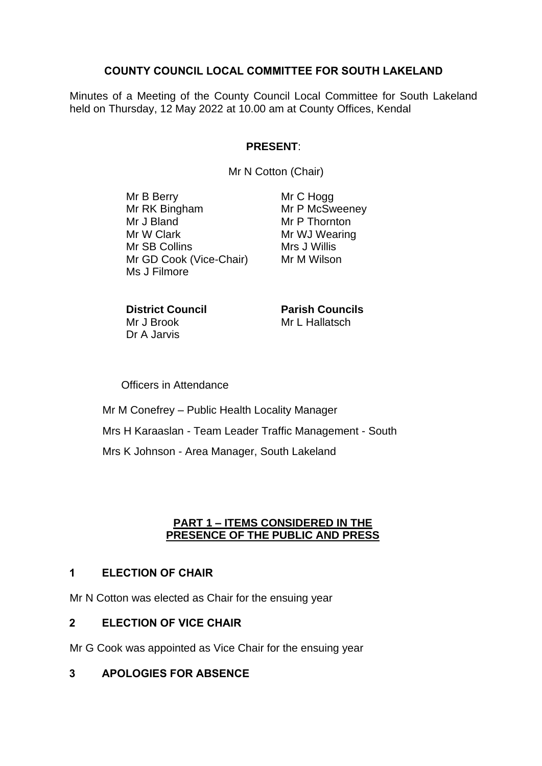# COUNTY COUNCIL LOCAL COMMITTEE FOR SOUTH LAKELAND

Minutes of a Meeting of the County Council Local Committee for South Lakeland held on Thursday, 12 May 2022 at 10.00 am at County Offices, Kendal

**PRESENT**:

Mr N Cotton (Chair)

Mr B Berry
Mr RK Bingham
Mr J Bland
Mr W Clark
Mr SB Collins
Mr GD Cook (Vice-Chair)
Ms J Filmore
Mr C Hogg
Mr P McSweeney
Mr P Thornton
Mr WJ Wearing
Mrs J Willis
Mr M Wilson

**District Council**
Mr J Brook
Dr A Jarvis

**Parish Councils**
Mr L Hallatsch

Officers in Attendance

Mr M Conefrey – Public Health Locality Manager

Mrs H Karaaslan - Team Leader Traffic Management - South

Mrs K Johnson - Area Manager, South Lakeland

**PART 1 – ITEMS CONSIDERED IN THE PRESENCE OF THE PUBLIC AND PRESS**

## 1 ELECTION OF CHAIR

Mr N Cotton was elected as Chair for the ensuing year

## 2 ELECTION OF VICE CHAIR

Mr G Cook was appointed as Vice Chair for the ensuing year

## 3 APOLOGIES FOR ABSENCE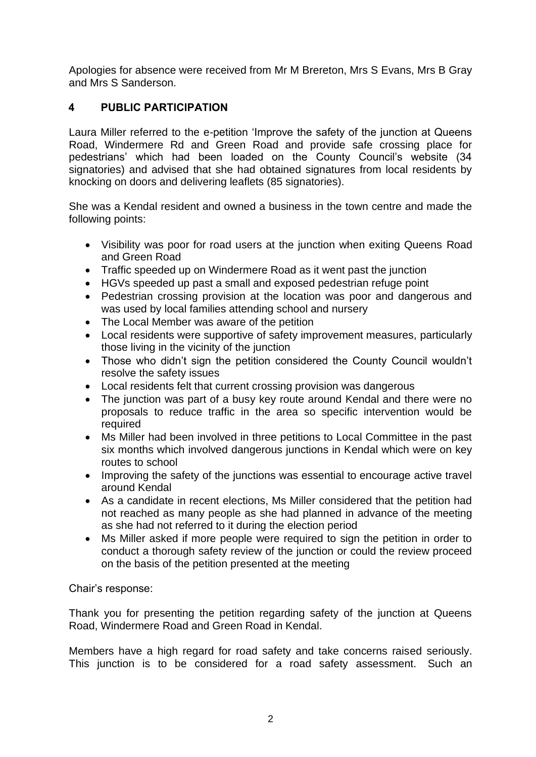Apologies for absence were received from Mr M Brereton, Mrs S Evans, Mrs B Gray and Mrs S Sanderson.

## 4 PUBLIC PARTICIPATION

Laura Miller referred to the e-petition 'Improve the safety of the junction at Queens Road, Windermere Rd and Green Road and provide safe crossing place for pedestrians' which had been loaded on the County Council's website (34 signatories) and advised that she had obtained signatures from local residents by knocking on doors and delivering leaflets (85 signatories).

She was a Kendal resident and owned a business in the town centre and made the following points:

- Visibility was poor for road users at the junction when exiting Queens Road and Green Road
- Traffic speeded up on Windermere Road as it went past the junction
- HGVs speeded up past a small and exposed pedestrian refuge point
- Pedestrian crossing provision at the location was poor and dangerous and was used by local families attending school and nursery
- The Local Member was aware of the petition
- Local residents were supportive of safety improvement measures, particularly those living in the vicinity of the junction
- Those who didn't sign the petition considered the County Council wouldn't resolve the safety issues
- Local residents felt that current crossing provision was dangerous
- The junction was part of a busy key route around Kendal and there were no proposals to reduce traffic in the area so specific intervention would be required
- Ms Miller had been involved in three petitions to Local Committee in the past six months which involved dangerous junctions in Kendal which were on key routes to school
- Improving the safety of the junctions was essential to encourage active travel around Kendal
- As a candidate in recent elections, Ms Miller considered that the petition had not reached as many people as she had planned in advance of the meeting as she had not referred to it during the election period
- Ms Miller asked if more people were required to sign the petition in order to conduct a thorough safety review of the junction or could the review proceed on the basis of the petition presented at the meeting

Chair's response:

Thank you for presenting the petition regarding safety of the junction at Queens Road, Windermere Road and Green Road in Kendal.

Members have a high regard for road safety and take concerns raised seriously. This junction is to be considered for a road safety assessment. Such an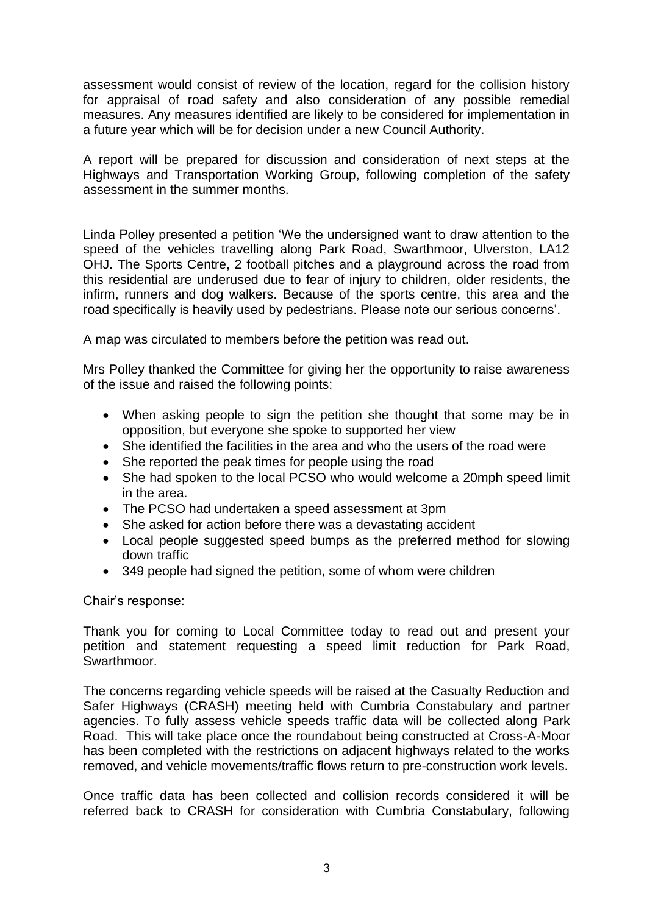assessment would consist of review of the location, regard for the collision history for appraisal of road safety and also consideration of any possible remedial measures. Any measures identified are likely to be considered for implementation in a future year which will be for decision under a new Council Authority.

A report will be prepared for discussion and consideration of next steps at the Highways and Transportation Working Group, following completion of the safety assessment in the summer months.

Linda Polley presented a petition 'We the undersigned want to draw attention to the speed of the vehicles travelling along Park Road, Swarthmoor, Ulverston, LA12 OHJ. The Sports Centre, 2 football pitches and a playground across the road from this residential are underused due to fear of injury to children, older residents, the infirm, runners and dog walkers. Because of the sports centre, this area and the road specifically is heavily used by pedestrians. Please note our serious concerns'.

A map was circulated to members before the petition was read out.

Mrs Polley thanked the Committee for giving her the opportunity to raise awareness of the issue and raised the following points:

- When asking people to sign the petition she thought that some may be in opposition, but everyone she spoke to supported her view
- She identified the facilities in the area and who the users of the road were
- She reported the peak times for people using the road
- She had spoken to the local PCSO who would welcome a 20mph speed limit in the area.
- The PCSO had undertaken a speed assessment at 3pm
- She asked for action before there was a devastating accident
- Local people suggested speed bumps as the preferred method for slowing down traffic
- 349 people had signed the petition, some of whom were children

Chair's response:

Thank you for coming to Local Committee today to read out and present your petition and statement requesting a speed limit reduction for Park Road, Swarthmoor.

The concerns regarding vehicle speeds will be raised at the Casualty Reduction and Safer Highways (CRASH) meeting held with Cumbria Constabulary and partner agencies. To fully assess vehicle speeds traffic data will be collected along Park Road. This will take place once the roundabout being constructed at Cross-A-Moor has been completed with the restrictions on adjacent highways related to the works removed, and vehicle movements/traffic flows return to pre-construction work levels.

Once traffic data has been collected and collision records considered it will be referred back to CRASH for consideration with Cumbria Constabulary, following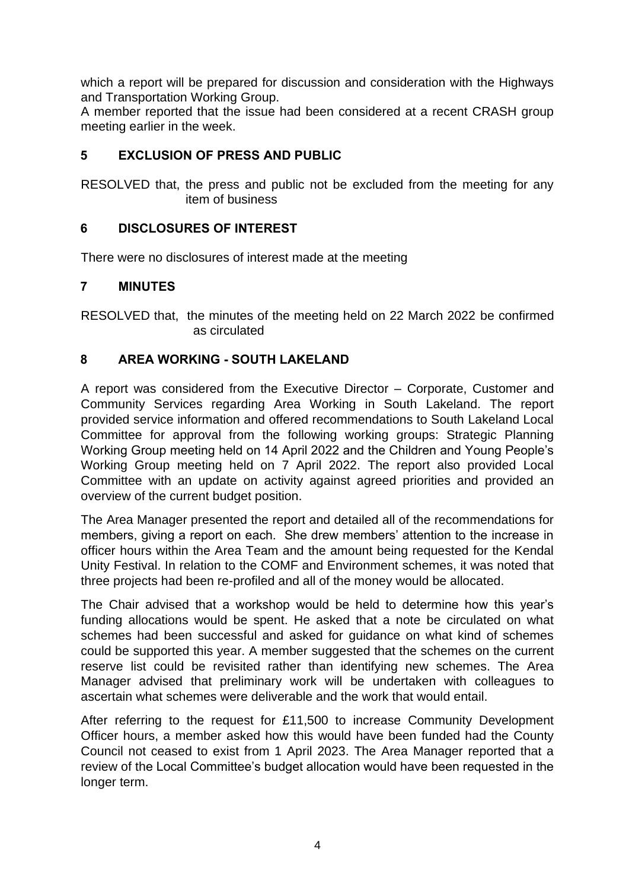which a report will be prepared for discussion and consideration with the Highways and Transportation Working Group.

A member reported that the issue had been considered at a recent CRASH group meeting earlier in the week.

## 5 EXCLUSION OF PRESS AND PUBLIC

RESOLVED that, the press and public not be excluded from the meeting for any item of business

## 6 DISCLOSURES OF INTEREST

There were no disclosures of interest made at the meeting

## 7 MINUTES

RESOLVED that, the minutes of the meeting held on 22 March 2022 be confirmed as circulated

## 8 AREA WORKING - SOUTH LAKELAND

A report was considered from the Executive Director – Corporate, Customer and Community Services regarding Area Working in South Lakeland. The report provided service information and offered recommendations to South Lakeland Local Committee for approval from the following working groups: Strategic Planning Working Group meeting held on 14 April 2022 and the Children and Young People's Working Group meeting held on 7 April 2022. The report also provided Local Committee with an update on activity against agreed priorities and provided an overview of the current budget position.

The Area Manager presented the report and detailed all of the recommendations for members, giving a report on each. She drew members' attention to the increase in officer hours within the Area Team and the amount being requested for the Kendal Unity Festival. In relation to the COMF and Environment schemes, it was noted that three projects had been re-profiled and all of the money would be allocated.

The Chair advised that a workshop would be held to determine how this year's funding allocations would be spent. He asked that a note be circulated on what schemes had been successful and asked for guidance on what kind of schemes could be supported this year. A member suggested that the schemes on the current reserve list could be revisited rather than identifying new schemes. The Area Manager advised that preliminary work will be undertaken with colleagues to ascertain what schemes were deliverable and the work that would entail.

After referring to the request for £11,500 to increase Community Development Officer hours, a member asked how this would have been funded had the County Council not ceased to exist from 1 April 2023. The Area Manager reported that a review of the Local Committee's budget allocation would have been requested in the longer term.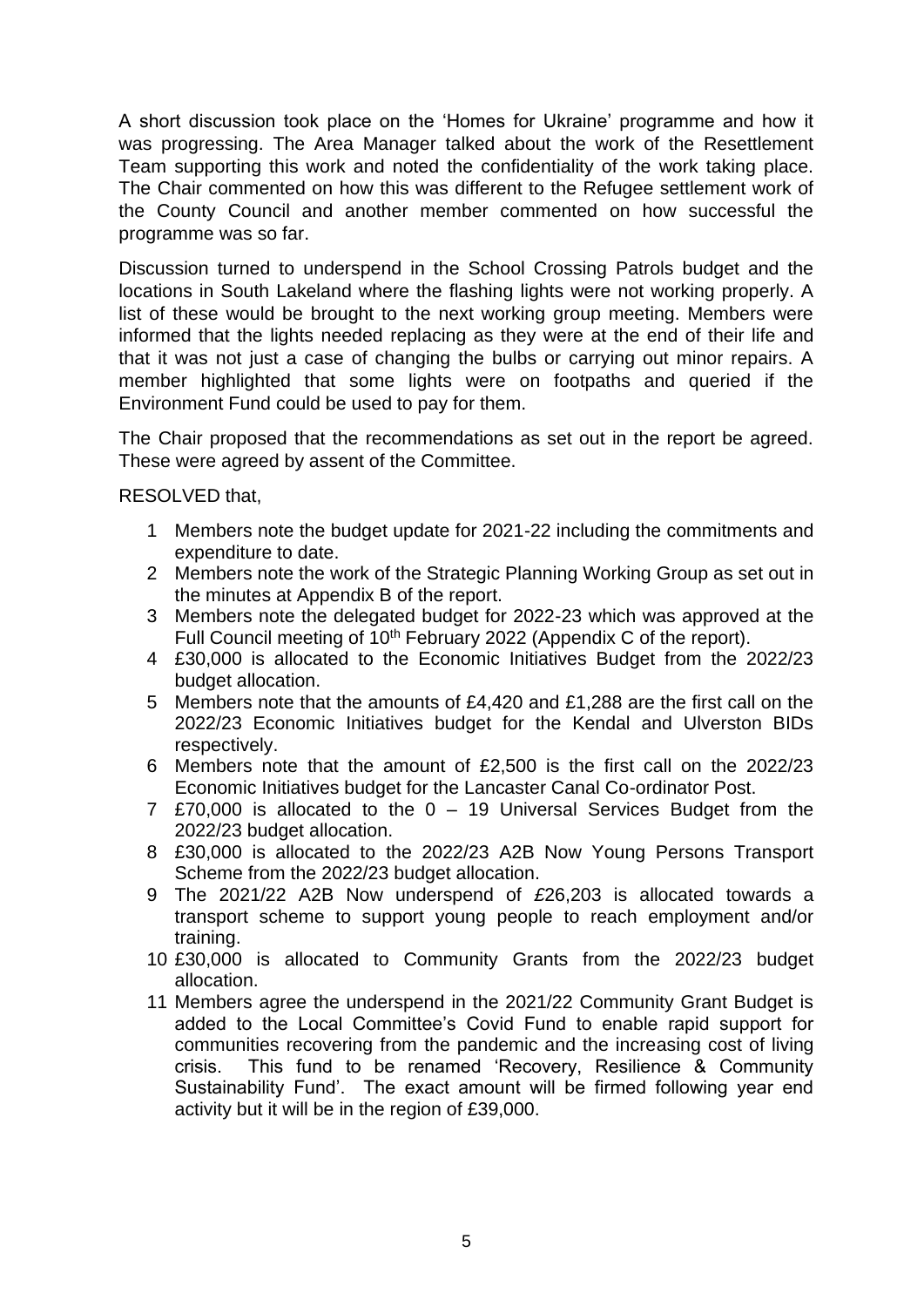A short discussion took place on the 'Homes for Ukraine' programme and how it was progressing. The Area Manager talked about the work of the Resettlement Team supporting this work and noted the confidentiality of the work taking place. The Chair commented on how this was different to the Refugee settlement work of the County Council and another member commented on how successful the programme was so far.

Discussion turned to underspend in the School Crossing Patrols budget and the locations in South Lakeland where the flashing lights were not working properly. A list of these would be brought to the next working group meeting. Members were informed that the lights needed replacing as they were at the end of their life and that it was not just a case of changing the bulbs or carrying out minor repairs. A member highlighted that some lights were on footpaths and queried if the Environment Fund could be used to pay for them.

The Chair proposed that the recommendations as set out in the report be agreed. These were agreed by assent of the Committee.

RESOLVED that,

1. Members note the budget update for 2021-22 including the commitments and expenditure to date.
2. Members note the work of the Strategic Planning Working Group as set out in the minutes at Appendix B of the report.
3. Members note the delegated budget for 2022-23 which was approved at the Full Council meeting of 10th February 2022 (Appendix C of the report).
4. £30,000 is allocated to the Economic Initiatives Budget from the 2022/23 budget allocation.
5. Members note that the amounts of £4,420 and £1,288 are the first call on the 2022/23 Economic Initiatives budget for the Kendal and Ulverston BIDs respectively.
6. Members note that the amount of £2,500 is the first call on the 2022/23 Economic Initiatives budget for the Lancaster Canal Co-ordinator Post.
7. £70,000 is allocated to the 0 – 19 Universal Services Budget from the 2022/23 budget allocation.
8. £30,000 is allocated to the 2022/23 A2B Now Young Persons Transport Scheme from the 2022/23 budget allocation.
9. The 2021/22 A2B Now underspend of £26,203 is allocated towards a transport scheme to support young people to reach employment and/or training.
10. £30,000 is allocated to Community Grants from the 2022/23 budget allocation.
11. Members agree the underspend in the 2021/22 Community Grant Budget is added to the Local Committee's Covid Fund to enable rapid support for communities recovering from the pandemic and the increasing cost of living crisis. This fund to be renamed 'Recovery, Resilience & Community Sustainability Fund'. The exact amount will be firmed following year end activity but it will be in the region of £39,000.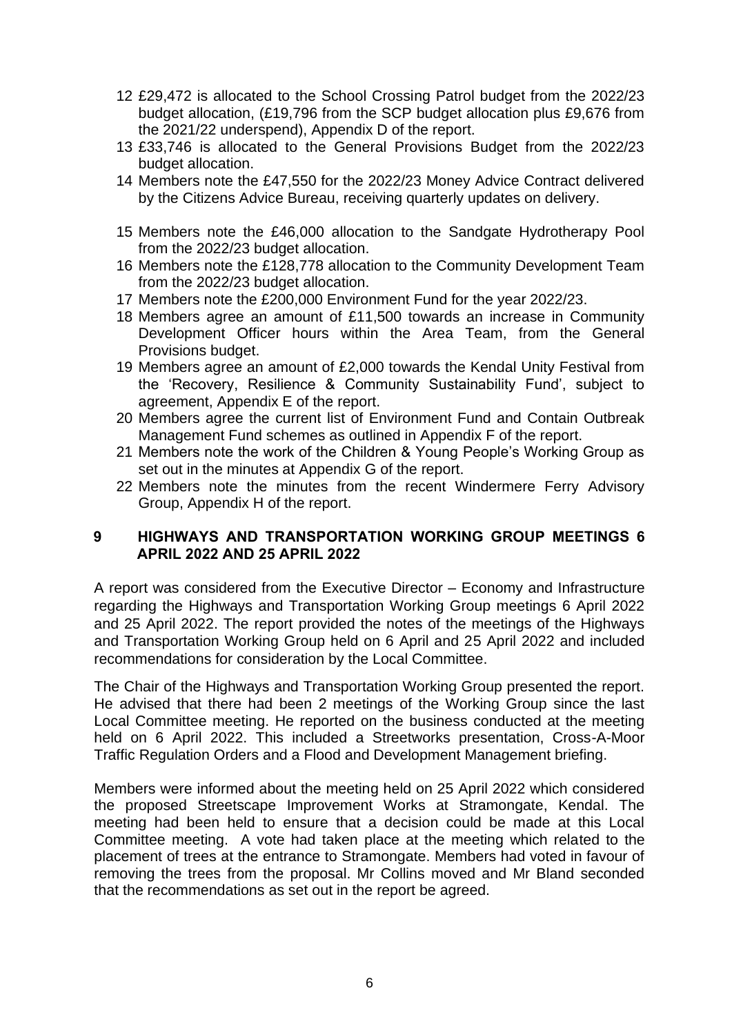12 £29,472 is allocated to the School Crossing Patrol budget from the 2022/23 budget allocation, (£19,796 from the SCP budget allocation plus £9,676 from the 2021/22 underspend), Appendix D of the report.

13 £33,746 is allocated to the General Provisions Budget from the 2022/23 budget allocation.

14 Members note the £47,550 for the 2022/23 Money Advice Contract delivered by the Citizens Advice Bureau, receiving quarterly updates on delivery.

15 Members note the £46,000 allocation to the Sandgate Hydrotherapy Pool from the 2022/23 budget allocation.

16 Members note the £128,778 allocation to the Community Development Team from the 2022/23 budget allocation.

17 Members note the £200,000 Environment Fund for the year 2022/23.

18 Members agree an amount of £11,500 towards an increase in Community Development Officer hours within the Area Team, from the General Provisions budget.

19 Members agree an amount of £2,000 towards the Kendal Unity Festival from the 'Recovery, Resilience & Community Sustainability Fund', subject to agreement, Appendix E of the report.

20 Members agree the current list of Environment Fund and Contain Outbreak Management Fund schemes as outlined in Appendix F of the report.

21 Members note the work of the Children & Young People's Working Group as set out in the minutes at Appendix G of the report.

22 Members note the minutes from the recent Windermere Ferry Advisory Group, Appendix H of the report.

## 9 HIGHWAYS AND TRANSPORTATION WORKING GROUP MEETINGS 6 APRIL 2022 AND 25 APRIL 2022

A report was considered from the Executive Director – Economy and Infrastructure regarding the Highways and Transportation Working Group meetings 6 April 2022 and 25 April 2022. The report provided the notes of the meetings of the Highways and Transportation Working Group held on 6 April and 25 April 2022 and included recommendations for consideration by the Local Committee.

The Chair of the Highways and Transportation Working Group presented the report. He advised that there had been 2 meetings of the Working Group since the last Local Committee meeting. He reported on the business conducted at the meeting held on 6 April 2022. This included a Streetworks presentation, Cross-A-Moor Traffic Regulation Orders and a Flood and Development Management briefing.

Members were informed about the meeting held on 25 April 2022 which considered the proposed Streetscape Improvement Works at Stramongate, Kendal. The meeting had been held to ensure that a decision could be made at this Local Committee meeting. A vote had taken place at the meeting which related to the placement of trees at the entrance to Stramongate. Members had voted in favour of removing the trees from the proposal. Mr Collins moved and Mr Bland seconded that the recommendations as set out in the report be agreed.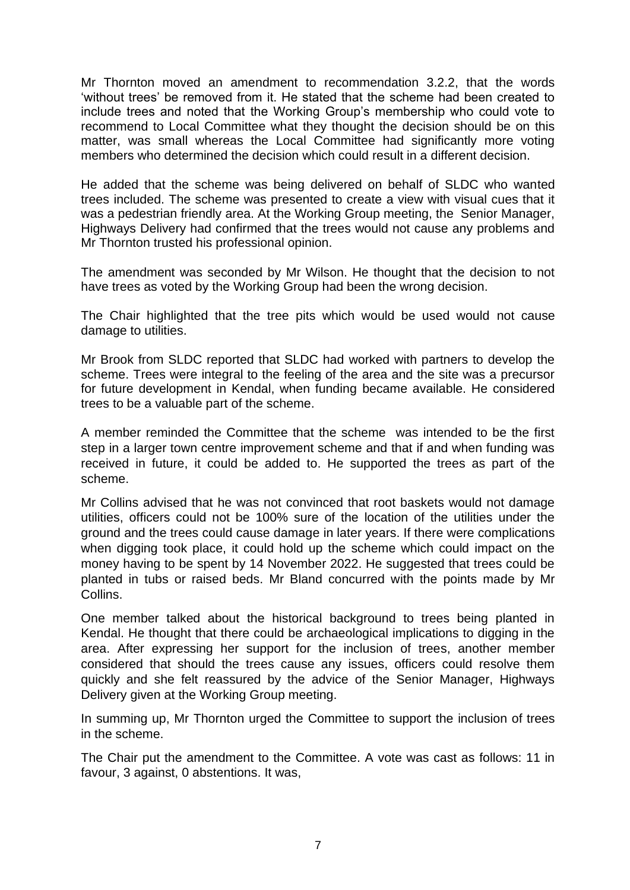Mr Thornton moved an amendment to recommendation 3.2.2, that the words 'without trees' be removed from it. He stated that the scheme had been created to include trees and noted that the Working Group's membership who could vote to recommend to Local Committee what they thought the decision should be on this matter, was small whereas the Local Committee had significantly more voting members who determined the decision which could result in a different decision.

He added that the scheme was being delivered on behalf of SLDC who wanted trees included. The scheme was presented to create a view with visual cues that it was a pedestrian friendly area. At the Working Group meeting, the Senior Manager, Highways Delivery had confirmed that the trees would not cause any problems and Mr Thornton trusted his professional opinion.

The amendment was seconded by Mr Wilson. He thought that the decision to not have trees as voted by the Working Group had been the wrong decision.

The Chair highlighted that the tree pits which would be used would not cause damage to utilities.

Mr Brook from SLDC reported that SLDC had worked with partners to develop the scheme. Trees were integral to the feeling of the area and the site was a precursor for future development in Kendal, when funding became available. He considered trees to be a valuable part of the scheme.

A member reminded the Committee that the scheme was intended to be the first step in a larger town centre improvement scheme and that if and when funding was received in future, it could be added to. He supported the trees as part of the scheme.

Mr Collins advised that he was not convinced that root baskets would not damage utilities, officers could not be 100% sure of the location of the utilities under the ground and the trees could cause damage in later years. If there were complications when digging took place, it could hold up the scheme which could impact on the money having to be spent by 14 November 2022. He suggested that trees could be planted in tubs or raised beds. Mr Bland concurred with the points made by Mr Collins.

One member talked about the historical background to trees being planted in Kendal. He thought that there could be archaeological implications to digging in the area. After expressing her support for the inclusion of trees, another member considered that should the trees cause any issues, officers could resolve them quickly and she felt reassured by the advice of the Senior Manager, Highways Delivery given at the Working Group meeting.

In summing up, Mr Thornton urged the Committee to support the inclusion of trees in the scheme.

The Chair put the amendment to the Committee. A vote was cast as follows: 11 in favour, 3 against, 0 abstentions. It was,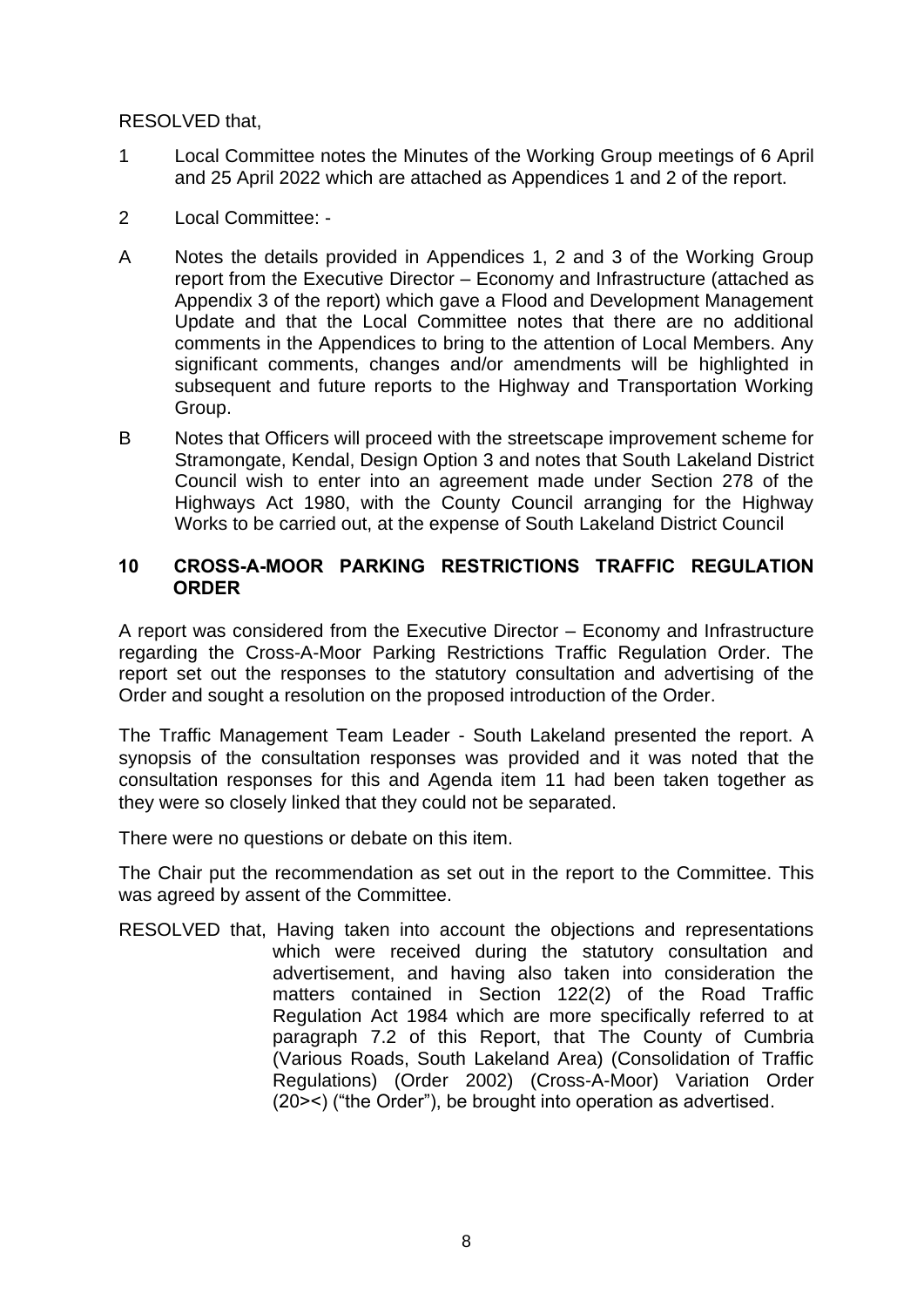RESOLVED that,

1. Local Committee notes the Minutes of the Working Group meetings of 6 April and 25 April 2022 which are attached as Appendices 1 and 2 of the report.

2. Local Committee: -

A. Notes the details provided in Appendices 1, 2 and 3 of the Working Group report from the Executive Director – Economy and Infrastructure (attached as Appendix 3 of the report) which gave a Flood and Development Management Update and that the Local Committee notes that there are no additional comments in the Appendices to bring to the attention of Local Members. Any significant comments, changes and/or amendments will be highlighted in subsequent and future reports to the Highway and Transportation Working Group.

B. Notes that Officers will proceed with the streetscape improvement scheme for Stramongate, Kendal, Design Option 3 and notes that South Lakeland District Council wish to enter into an agreement made under Section 278 of the Highways Act 1980, with the County Council arranging for the Highway Works to be carried out, at the expense of South Lakeland District Council

## 10 CROSS-A-MOOR PARKING RESTRICTIONS TRAFFIC REGULATION ORDER

A report was considered from the Executive Director – Economy and Infrastructure regarding the Cross-A-Moor Parking Restrictions Traffic Regulation Order. The report set out the responses to the statutory consultation and advertising of the Order and sought a resolution on the proposed introduction of the Order.

The Traffic Management Team Leader - South Lakeland presented the report. A synopsis of the consultation responses was provided and it was noted that the consultation responses for this and Agenda item 11 had been taken together as they were so closely linked that they could not be separated.

There were no questions or debate on this item.

The Chair put the recommendation as set out in the report to the Committee. This was agreed by assent of the Committee.

RESOLVED that, Having taken into account the objections and representations which were received during the statutory consultation and advertisement, and having also taken into consideration the matters contained in Section 122(2) of the Road Traffic Regulation Act 1984 which are more specifically referred to at paragraph 7.2 of this Report, that The County of Cumbria (Various Roads, South Lakeland Area) (Consolidation of Traffic Regulations) (Order 2002) (Cross-A-Moor) Variation Order (20><) ("the Order"), be brought into operation as advertised.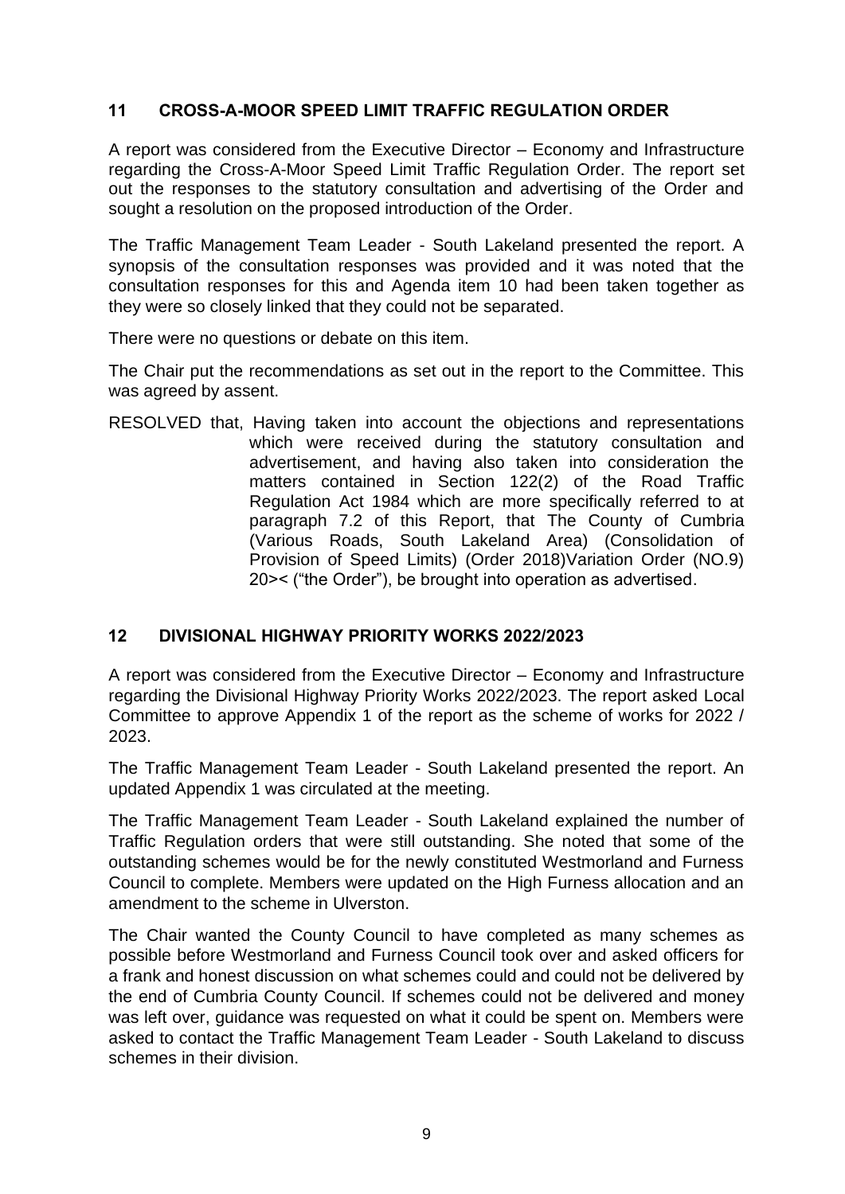## 11 CROSS-A-MOOR SPEED LIMIT TRAFFIC REGULATION ORDER

A report was considered from the Executive Director – Economy and Infrastructure regarding the Cross-A-Moor Speed Limit Traffic Regulation Order. The report set out the responses to the statutory consultation and advertising of the Order and sought a resolution on the proposed introduction of the Order.

The Traffic Management Team Leader - South Lakeland presented the report. A synopsis of the consultation responses was provided and it was noted that the consultation responses for this and Agenda item 10 had been taken together as they were so closely linked that they could not be separated.

There were no questions or debate on this item.

The Chair put the recommendations as set out in the report to the Committee. This was agreed by assent.

RESOLVED that, Having taken into account the objections and representations which were received during the statutory consultation and advertisement, and having also taken into consideration the matters contained in Section 122(2) of the Road Traffic Regulation Act 1984 which are more specifically referred to at paragraph 7.2 of this Report, that The County of Cumbria (Various Roads, South Lakeland Area) (Consolidation of Provision of Speed Limits) (Order 2018)Variation Order (NO.9) 20>< ("the Order"), be brought into operation as advertised.

## 12 DIVISIONAL HIGHWAY PRIORITY WORKS 2022/2023

A report was considered from the Executive Director – Economy and Infrastructure regarding the Divisional Highway Priority Works 2022/2023. The report asked Local Committee to approve Appendix 1 of the report as the scheme of works for 2022 / 2023.

The Traffic Management Team Leader - South Lakeland presented the report. An updated Appendix 1 was circulated at the meeting.

The Traffic Management Team Leader - South Lakeland explained the number of Traffic Regulation orders that were still outstanding. She noted that some of the outstanding schemes would be for the newly constituted Westmorland and Furness Council to complete. Members were updated on the High Furness allocation and an amendment to the scheme in Ulverston.

The Chair wanted the County Council to have completed as many schemes as possible before Westmorland and Furness Council took over and asked officers for a frank and honest discussion on what schemes could and could not be delivered by the end of Cumbria County Council. If schemes could not be delivered and money was left over, guidance was requested on what it could be spent on. Members were asked to contact the Traffic Management Team Leader - South Lakeland to discuss schemes in their division.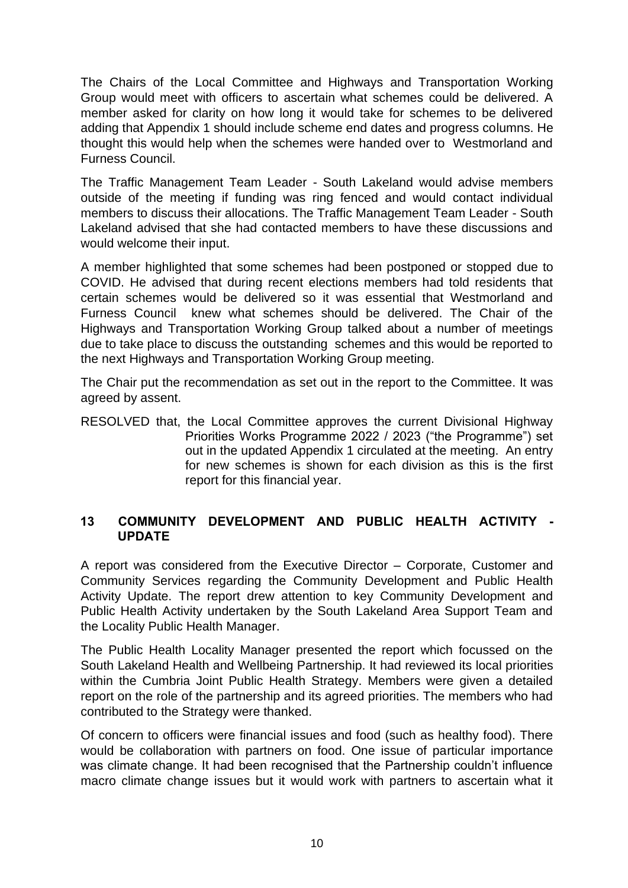The Chairs of the Local Committee and Highways and Transportation Working Group would meet with officers to ascertain what schemes could be delivered. A member asked for clarity on how long it would take for schemes to be delivered adding that Appendix 1 should include scheme end dates and progress columns. He thought this would help when the schemes were handed over to Westmorland and Furness Council.

The Traffic Management Team Leader - South Lakeland would advise members outside of the meeting if funding was ring fenced and would contact individual members to discuss their allocations. The Traffic Management Team Leader - South Lakeland advised that she had contacted members to have these discussions and would welcome their input.

A member highlighted that some schemes had been postponed or stopped due to COVID. He advised that during recent elections members had told residents that certain schemes would be delivered so it was essential that Westmorland and Furness Council knew what schemes should be delivered. The Chair of the Highways and Transportation Working Group talked about a number of meetings due to take place to discuss the outstanding schemes and this would be reported to the next Highways and Transportation Working Group meeting.

The Chair put the recommendation as set out in the report to the Committee. It was agreed by assent.

RESOLVED that, the Local Committee approves the current Divisional Highway Priorities Works Programme 2022 / 2023 ("the Programme") set out in the updated Appendix 1 circulated at the meeting. An entry for new schemes is shown for each division as this is the first report for this financial year.

## 13 COMMUNITY DEVELOPMENT AND PUBLIC HEALTH ACTIVITY - UPDATE

A report was considered from the Executive Director – Corporate, Customer and Community Services regarding the Community Development and Public Health Activity Update. The report drew attention to key Community Development and Public Health Activity undertaken by the South Lakeland Area Support Team and the Locality Public Health Manager.

The Public Health Locality Manager presented the report which focussed on the South Lakeland Health and Wellbeing Partnership. It had reviewed its local priorities within the Cumbria Joint Public Health Strategy. Members were given a detailed report on the role of the partnership and its agreed priorities. The members who had contributed to the Strategy were thanked.

Of concern to officers were financial issues and food (such as healthy food). There would be collaboration with partners on food. One issue of particular importance was climate change. It had been recognised that the Partnership couldn't influence macro climate change issues but it would work with partners to ascertain what it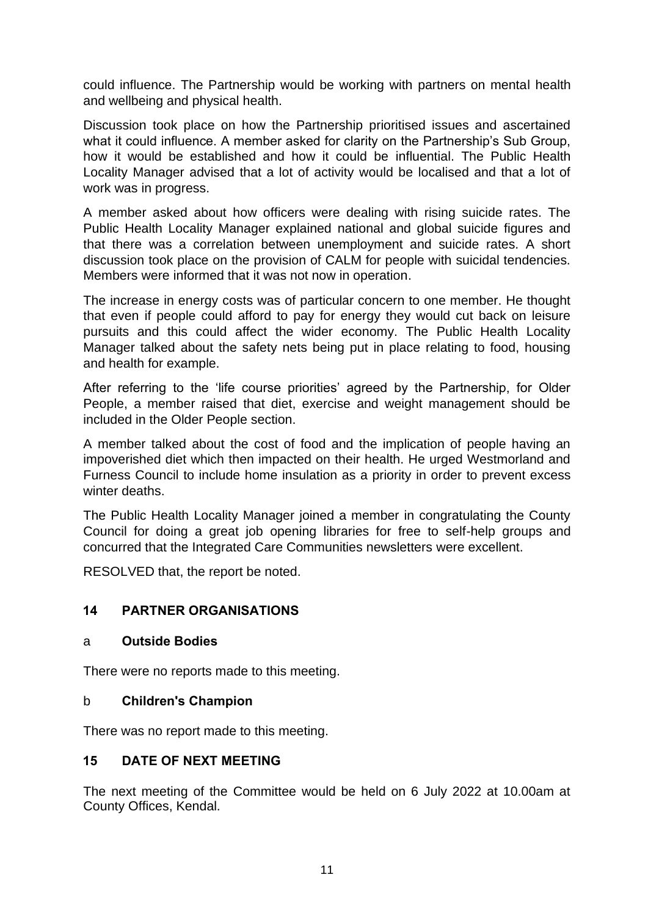could influence. The Partnership would be working with partners on mental health and wellbeing and physical health.

Discussion took place on how the Partnership prioritised issues and ascertained what it could influence. A member asked for clarity on the Partnership's Sub Group, how it would be established and how it could be influential. The Public Health Locality Manager advised that a lot of activity would be localised and that a lot of work was in progress.

A member asked about how officers were dealing with rising suicide rates. The Public Health Locality Manager explained national and global suicide figures and that there was a correlation between unemployment and suicide rates. A short discussion took place on the provision of CALM for people with suicidal tendencies. Members were informed that it was not now in operation.

The increase in energy costs was of particular concern to one member. He thought that even if people could afford to pay for energy they would cut back on leisure pursuits and this could affect the wider economy. The Public Health Locality Manager talked about the safety nets being put in place relating to food, housing and health for example.

After referring to the 'life course priorities' agreed by the Partnership, for Older People, a member raised that diet, exercise and weight management should be included in the Older People section.

A member talked about the cost of food and the implication of people having an impoverished diet which then impacted on their health. He urged Westmorland and Furness Council to include home insulation as a priority in order to prevent excess winter deaths.

The Public Health Locality Manager joined a member in congratulating the County Council for doing a great job opening libraries for free to self-help groups and concurred that the Integrated Care Communities newsletters were excellent.

RESOLVED that, the report be noted.

## 14 PARTNER ORGANISATIONS

### a Outside Bodies

There were no reports made to this meeting.

### b Children's Champion

There was no report made to this meeting.

## 15 DATE OF NEXT MEETING

The next meeting of the Committee would be held on 6 July 2022 at 10.00am at County Offices, Kendal.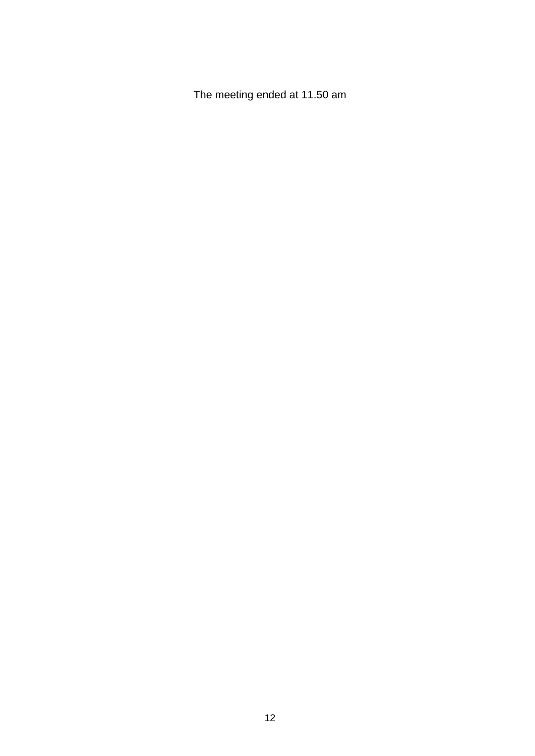The meeting ended at 11.50 am